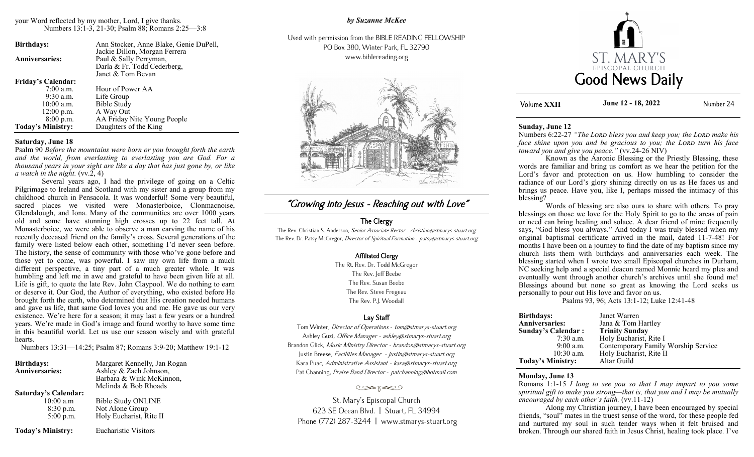your Word reflected by my mother, Lord, I give thanks.
Numbers 13:1-3, 21-30; Psalm 88; Romans 2:25—3:8

| | |
|---|---|
| **Birthdays:** | Ann Stocker, Anne Blake, Genie DuPell, Jackie Dillon, Morgan Ferrera |
| **Anniversaries:** | Paul & Sally Perryman, Darla & Fr. Todd Cederberg, Janet & Tom Bevan |
| **Friday's Calendar:** | |
| 7:00 a.m. | Hour of Power AA |
| 9:30 a.m. | Life Group |
| 10:00 a.m. | Bible Study |
| 12:00 p.m. | A Way Out |
| 8:00 p.m. | AA Friday Nite Young People |
| **Today's Ministry:** | Daughters of the King |

## Saturday, June 18

Psalm 90 *Before the mountains were born or you brought forth the earth and the world, from everlasting to everlasting you are God. For a thousand years in your sight are like a day that has just gone by, or like a watch in the night.* (vv.2, 4)

Several years ago, I had the privilege of going on a Celtic Pilgrimage to Ireland and Scotland with my sister and a group from my childhood church in Pensacola. It was wonderful! Some very beautiful, sacred places we visited were Monasterboice, Clonmacnoise, Glendalough, and Iona. Many of the communities are over 1000 years old and some have stunning high crosses up to 22 feet tall. At Monasterboice, we were able to observe a man carving the name of his recently deceased friend on the family's cross. Several generations of the family were listed below each other, something I'd never seen before. The history, the sense of community with those who've gone before and those yet to come, was powerful. I saw my own life from a much different perspective, a tiny part of a much greater whole. It was humbling and left me in awe and grateful to have been given life at all. Life is gift, to quote the late Rev. John Claypool. We do nothing to earn or deserve it. Our God, the Author of everything, who existed before He brought forth the earth, who determined that His creation needed humans and gave us life, that same God loves you and me. He gave us our very existence. We're here for a season; it may last a few years or a hundred years. We're made in God's image and found worthy to have some time in this beautiful world. Let us use our season wisely and with grateful hearts.

Numbers 13:31—14:25; Psalm 87; Romans 3:9-20; Matthew 19:1-12

| | |
|---|---|
| **Birthdays:** | Margaret Kennelly, Jan Rogan |
| **Anniversaries:** | Ashley & Zach Johnson, Barbara & Wink McKinnon, Melinda & Bob Rhoads |
| **Saturday's Calendar:** | |
| 10:00 a.m | Bible Study ONLINE |
| 8:30 p.m. | Not Alone Group |
| 5:00 p.m. | Holy Eucharist, Rite II |
| **Today's Ministry:** | Eucharistic Visitors |

*by Suzanne McKee*

Used with permission from the BIBLE READING FELLOWSHIP
PO Box 380, Winter Park, FL 32790
www.biblereading.org

# "Growing into Jesus - Reaching out with Love"

### The Clergy

The Rev. Christian S. Anderson, *Senior Associate Rector - christian@stmarys-stuart.org*
The Rev. Dr. Patsy McGregor, *Director of Spiritual Formation - patsy@stmarys-stuart.org*

### Affiliated Clergy

The Rt. Rev. Dr. Todd McGregor
The Rev. Jeff Beebe
The Rev. Susan Beebe
The Rev. Steve Fregeau
The Rev. P.J. Woodall

### Lay Staff

Tom Winter, *Director of Operations - tom@stmarys-stuart.org*
Ashley Guzi, *Office Manager - ashley@stmarys-stuart.org*
Brandon Glick, *Music Ministry Director - brandon@stmarys-stuart.org*
Justin Breese, *Facilities Manager - justin@stmarys-stuart.org*
Kara Puac, *Administrative Assistant - kara@stmarys-stuart.org*
Pat Channing, *Praise Band Director - patchanning@hotmail.com*

St. Mary's Episcopal Church
623 SE Ocean Blvd. | Stuart, FL 34994
Phone (772) 287-3244 | www.stmarys-stuart.org

# ST. MARY'S EPISCOPAL CHURCH Good News Daily

Volume XXII | June 12 - 18, 2022 | Number 24

## Sunday, June 12

Numbers 6:22-27 *"The LORD bless you and keep you; the LORD make his face shine upon you and be gracious to you; the LORD turn his face toward you and give you peace."* (vv.24-26 NIV)

Known as the Aaronic Blessing or the Priestly Blessing, these words are familiar and bring us comfort as we hear the petition for the Lord's favor and protection on us. How humbling to consider the radiance of our Lord's glory shining directly on us as He faces us and brings us peace. Have you, like I, perhaps missed the intimacy of this blessing?

Words of blessing are also ours to share with others. To pray blessings on those we love for the Holy Spirit to go to the areas of pain or need can bring healing and solace. A dear friend of mine frequently says, "God bless you always." And today I was truly blessed when my original baptismal certificate arrived in the mail, dated 11-7-48! For months I have been on a journey to find the date of my baptism since my church lists them with birthdays and anniversaries each week. The blessing started when I wrote two small Episcopal churches in Durham, NC seeking help and a special deacon named Monnie heard my plea and eventually went through another church's archives until she found me! Blessings abound but none so great as knowing the Lord seeks us personally to pour out His love and favor on us.

Psalms 93, 96; Acts 13:1-12; Luke 12:41-48

| | |
|---|---|
| **Birthdays:** | Janet Warren |
| **Anniversaries:** | Jana & Tom Hartley |
| **Sunday's Calendar :** | **Trinity Sunday** |
| 7:30 a.m. | Holy Eucharist, Rite I |
| 9:00 a.m. | Contemporary Family Worship Service |
| 10:30 a.m. | Holy Eucharist, Rite II |
| **Today's Ministry:** | Altar Guild |

## Monday, June 13

Romans 1:1-15 *I long to see you so that I may impart to you some spiritual gift to make you strong—that is, that you and I may be mutually encouraged by each other's faith.* (vv.11-12)

Along my Christian journey, I have been encouraged by special friends, "soul" mates in the truest sense of the word, for these people fed and nurtured my soul in such tender ways when it felt bruised and broken. Through our shared faith in Jesus Christ, healing took place. I've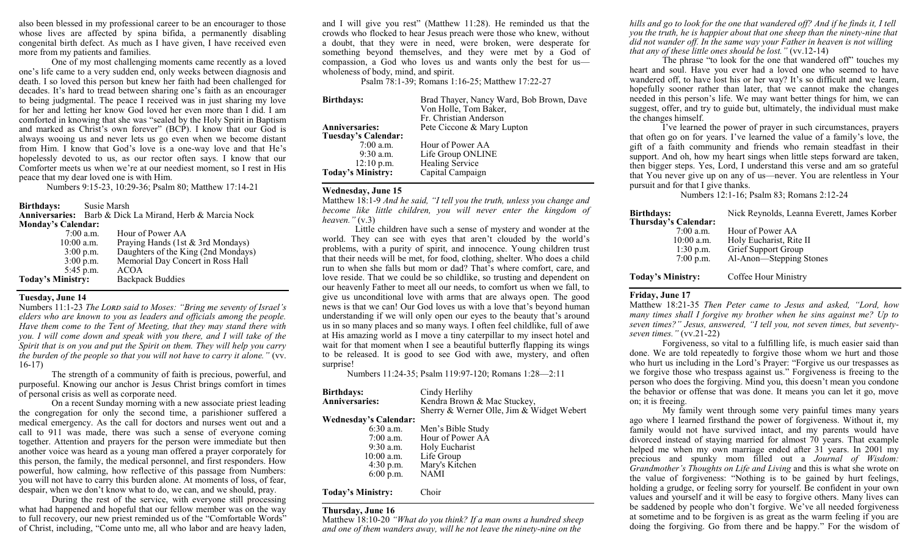also been blessed in my professional career to be an encourager to those whose lives are affected by spina bifida, a permanently disabling congenital birth defect. As much as I have given, I have received even more from my patients and families.

One of my most challenging moments came recently as a loved one's life came to a very sudden end, only weeks between diagnosis and death. I so loved this person but knew her faith had been challenged for decades. It's hard to tread between sharing one's faith as an encourager to being judgmental. The peace I received was in just sharing my love for her and letting her know God loved her even more than I did. I am comforted in knowing that she was "sealed by the Holy Spirit in Baptism and marked as Christ's own forever" (BCP). I know that our God is always wooing us and never lets us go even when we become distant from Him. I know that God's love is a one-way love and that He's hopelessly devoted to us, as our rector often says. I know that our Comforter meets us when we're at our neediest moment, so I rest in His peace that my dear loved one is with Him.

Numbers 9:15-23, 10:29-36; Psalm 80; Matthew 17:14-21

| | |
|---|---|
| **Birthdays:** | Susie Marsh |
| **Anniversaries:** | Barb & Dick La Mirand, Herb & Marcia Nock |
| **Monday's Calendar:** | |
| 7:00 a.m. | Hour of Power AA |
| 10:00 a.m. | Praying Hands (1st & 3rd Mondays) |
| 3:00 p.m. | Daughters of the King (2nd Mondays) |
| 3:00 p.m. | Memorial Day Concert in Ross Hall |
| 5:45 p.m. | ACOA |
| **Today's Ministry:** | Backpack Buddies |

## Tuesday, June 14

Numbers 11:1-23 *The LORD said to Moses: "Bring me seventy of Israel's elders who are known to you as leaders and officials among the people. Have them come to the Tent of Meeting, that they may stand there with you. I will come down and speak with you there, and I will take of the Spirit that is on you and put the Spirit on them. They will help you carry the burden of the people so that you will not have to carry it alone."* (vv. 16-17)

The strength of a community of faith is precious, powerful, and purposeful. Knowing our anchor is Jesus Christ brings comfort in times of personal crisis as well as corporate need.

On a recent Sunday morning with a new associate priest leading the congregation for only the second time, a parishioner suffered a medical emergency. As the call for doctors and nurses went out and a call to 911 was made, there was such a sense of everyone coming together. Attention and prayers for the person were immediate but then another voice was heard as a young man offered a prayer corporately for this person, the family, the medical personnel, and first responders. How powerful, how calming, how reflective of this passage from Numbers: you will not have to carry this burden alone. At moments of loss, of fear, despair, when we don't know what to do, we can, and we should, pray.

During the rest of the service, with everyone still processing what had happened and hopeful that our fellow member was on the way to full recovery, our new priest reminded us of the "Comfortable Words" of Christ, including, "Come unto me, all who labor and are heavy laden, and I will give you rest" (Matthew 11:28). He reminded us that the crowds who flocked to hear Jesus preach were those who knew, without a doubt, that they were in need, were broken, were desperate for something beyond themselves, and they were met by a God of compassion, a God who loves us and wants only the best for us—wholeness of body, mind, and spirit.

Psalm 78:1-39; Romans 1:16-25; Matthew 17:22-27

| | |
|---|---|
| **Birthdays:** | Brad Thayer, Nancy Ward, Bob Brown, Dave Von Holle, Tom Baker, Fr. Christian Anderson |
| **Anniversaries:** | Pete Ciccone & Mary Lupton |
| **Tuesday's Calendar:** | |
| 7:00 a.m. | Hour of Power AA |
| 9:30 a.m. | Life Group ONLINE |
| 12:10 p.m. | Healing Service |
| **Today's Ministry:** | Capital Campaign |

## Wednesday, June 15

Matthew 18:1-9 *And he said, "I tell you the truth, unless you change and become like little children, you will never enter the kingdom of heaven."* (v.3)

Little children have such a sense of mystery and wonder at the world. They can see with eyes that aren't clouded by the world's problems, with a purity of spirit, and innocence. Young children trust that their needs will be met, for food, clothing, shelter. Who does a child run to when she falls but mom or dad? That's where comfort, care, and love reside. That we could be so childlike, so trusting and dependent on our heavenly Father to meet all our needs, to comfort us when we fall, to give us unconditional love with arms that are always open. The good news is that we can! Our God loves us with a love that's beyond human understanding if we will only open our eyes to the beauty that's around us in so many places and so many ways. I often feel childlike, full of awe at His amazing world as I move a tiny caterpillar to my insect hotel and wait for that moment when I see a beautiful butterfly flapping its wings to be released. It is good to see God with awe, mystery, and often surprise!

Numbers 11:24-35; Psalm 119:97-120; Romans 1:28—2:11

| | |
|---|---|
| **Birthdays:** | Cindy Herlihy |
| **Anniversaries:** | Kendra Brown & Mac Stuckey, Sherry & Werner Olle, Jim & Widget Webert |
| **Wednesday's Calendar:** | |
| 6:30 a.m. | Men's Bible Study |
| 7:00 a.m. | Hour of Power AA |
| 9:30 a.m. | Holy Eucharist |
| 10:00 a.m. | Life Group |
| 4:30 p.m. | Mary's Kitchen |
| 6:00 p.m. | NAMI |
| **Today's Ministry:** | Choir |

## Thursday, June 16

Matthew 18:10-20 *"What do you think? If a man owns a hundred sheep and one of them wanders away, will he not leave the ninety-nine on the hills and go to look for the one that wandered off? And if he finds it, I tell you the truth, he is happier about that one sheep than the ninety-nine that did not wander off. In the same way your Father in heaven is not willing that any of these little ones should be lost."* (vv.12-14)

The phrase "to look for the one that wandered off" touches my heart and soul. Have you ever had a loved one who seemed to have wandered off, to have lost his or her way? It's so difficult and we learn, hopefully sooner rather than later, that we cannot make the changes needed in this person's life. We may want better things for him, we can suggest, offer, and try to guide but, ultimately, the individual must make the changes himself.

I've learned the power of prayer in such circumstances, prayers that often go on for years. I've learned the value of a family's love, the gift of a faith community and friends who remain steadfast in their support. And oh, how my heart sings when little steps forward are taken, then bigger steps. Yes, Lord, I understand this verse and am so grateful that You never give up on any of us—never. You are relentless in Your pursuit and for that I give thanks.

Numbers 12:1-16; Psalm 83; Romans 2:12-24

| | |
|---|---|
| **Birthdays:** | Nick Reynolds, Leanna Everett, James Korber |
| **Thursday's Calendar:** | |
| 7:00 a.m. | Hour of Power AA |
| 10:00 a.m. | Holy Eucharist, Rite II |
| 1:30 p.m. | Grief Support Group |
| 7:00 p.m. | Al-Anon—Stepping Stones |
| **Today's Ministry:** | Coffee Hour Ministry |

## Friday, June 17

Matthew 18:21-35 *Then Peter came to Jesus and asked, "Lord, how many times shall I forgive my brother when he sins against me? Up to seven times?" Jesus, answered, "I tell you, not seven times, but seventy-seven times."* (vv.21-22)

Forgiveness, so vital to a fulfilling life, is much easier said than done. We are told repeatedly to forgive those whom we hurt and those who hurt us including in the Lord's Prayer: "Forgive us our trespasses as we forgive those who trespass against us." Forgiveness is freeing to the person who does the forgiving. Mind you, this doesn't mean you condone the behavior or offense that was done. It means you can let it go, move on; it is freeing.

My family went through some very painful times many years ago where I learned firsthand the power of forgiveness. Without it, my family would not have survived intact, and my parents would have divorced instead of staying married for almost 70 years. That example helped me when my own marriage ended after 31 years. In 2001 my precious and spunky mom filled out a *Journal of Wisdom: Grandmother's Thoughts on Life and Living* and this is what she wrote on the value of forgiveness: "Nothing is to be gained by hurt feelings, holding a grudge, or feeling sorry for yourself. Be confident in your own values and yourself and it will be easy to forgive others. Many lives can be saddened by people who don't forgive. We've all needed forgiveness at sometime and to be forgiven is as great as the warm feeling if you are doing the forgiving. Go from there and be happy." For the wisdom of